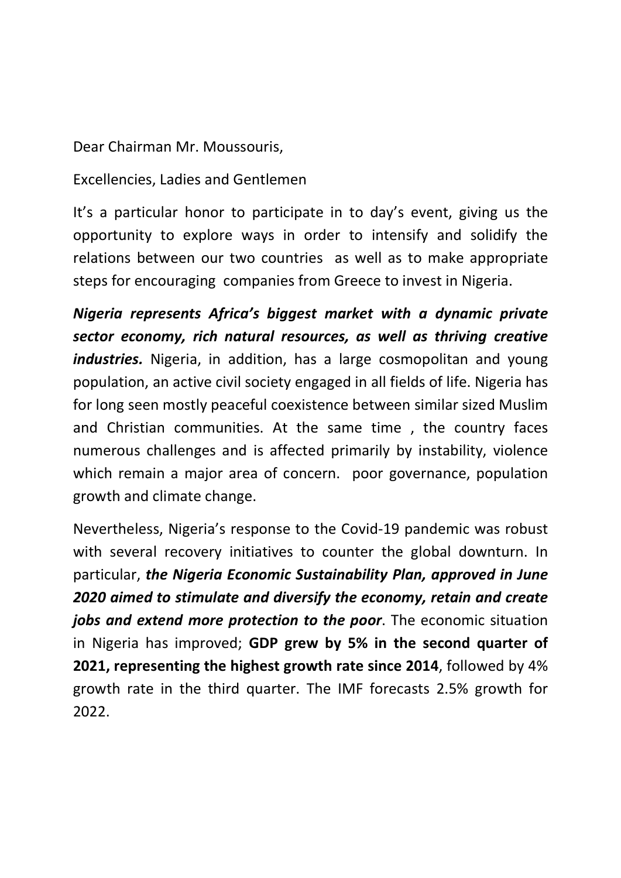Dear Chairman Mr. Moussouris,

Excellencies, Ladies and Gentlemen

It's a particular honor to participate in to day's event, giving us the opportunity to explore ways in order to intensify and solidify the relations between our two countries as well as to make appropriate steps for encouraging companies from Greece to invest in Nigeria.

***Nigeria represents Africa's biggest market with a dynamic private sector economy, rich natural resources, as well as thriving creative industries.*** Nigeria, in addition, has a large cosmopolitan and young population, an active civil society engaged in all fields of life. Nigeria has for long seen mostly peaceful coexistence between similar sized Muslim and Christian communities. At the same time , the country faces numerous challenges and is affected primarily by instability, violence which remain a major area of concern. poor governance, population growth and climate change.

Nevertheless, Nigeria's response to the Covid-19 pandemic was robust with several recovery initiatives to counter the global downturn. In particular, ***the Nigeria Economic Sustainability Plan, approved in June 2020 aimed to stimulate and diversify the economy, retain and create jobs and extend more protection to the poor***. The economic situation in Nigeria has improved; **GDP grew by 5% in the second quarter of 2021, representing the highest growth rate since 2014**, followed by 4% growth rate in the third quarter. The IMF forecasts 2.5% growth for 2022.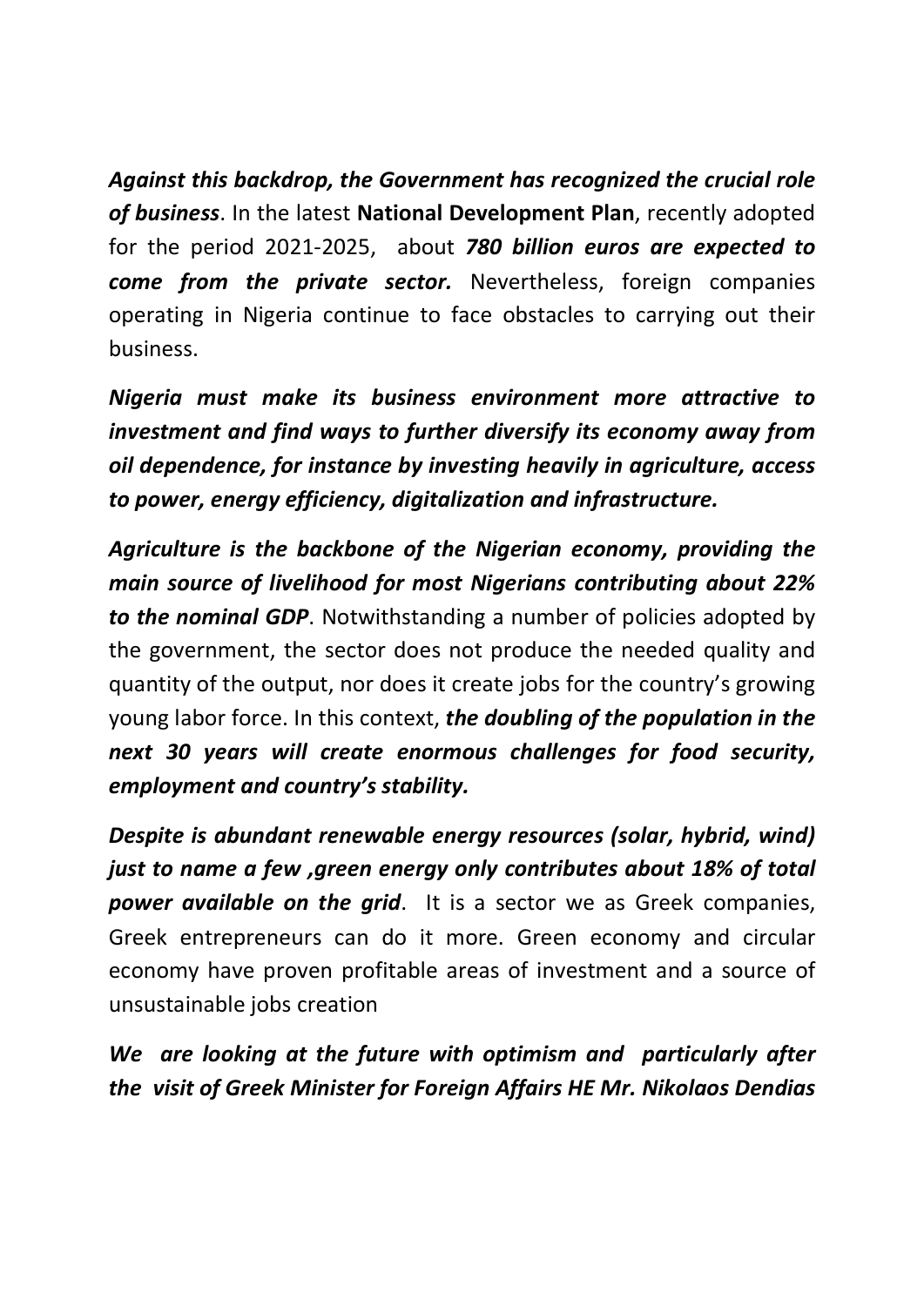***Against this backdrop, the Government has recognized the crucial role of business***. In the latest **National Development Plan**, recently adopted for the period 2021-2025, about ***780 billion euros are expected to come from the private sector.*** Nevertheless, foreign companies operating in Nigeria continue to face obstacles to carrying out their business.

***Nigeria must make its business environment more attractive to investment and find ways to further diversify its economy away from oil dependence, for instance by investing heavily in agriculture, access to power, energy efficiency, digitalization and infrastructure.***

***Agriculture is the backbone of the Nigerian economy, providing the main source of livelihood for most Nigerians contributing about 22% to the nominal GDP***. Notwithstanding a number of policies adopted by the government, the sector does not produce the needed quality and quantity of the output, nor does it create jobs for the country's growing young labor force. In this context, ***the doubling of the population in the next 30 years will create enormous challenges for food security, employment and country's stability.***

***Despite is abundant renewable energy resources (solar, hybrid, wind) just to name a few ,green energy only contributes about 18% of total power available on the grid***. It is a sector we as Greek companies, Greek entrepreneurs can do it more. Green economy and circular economy have proven profitable areas of investment and a source of unsustainable jobs creation

***We are looking at the future with optimism and particularly after the visit of Greek Minister for Foreign Affairs HE Mr. Nikolaos Dendias***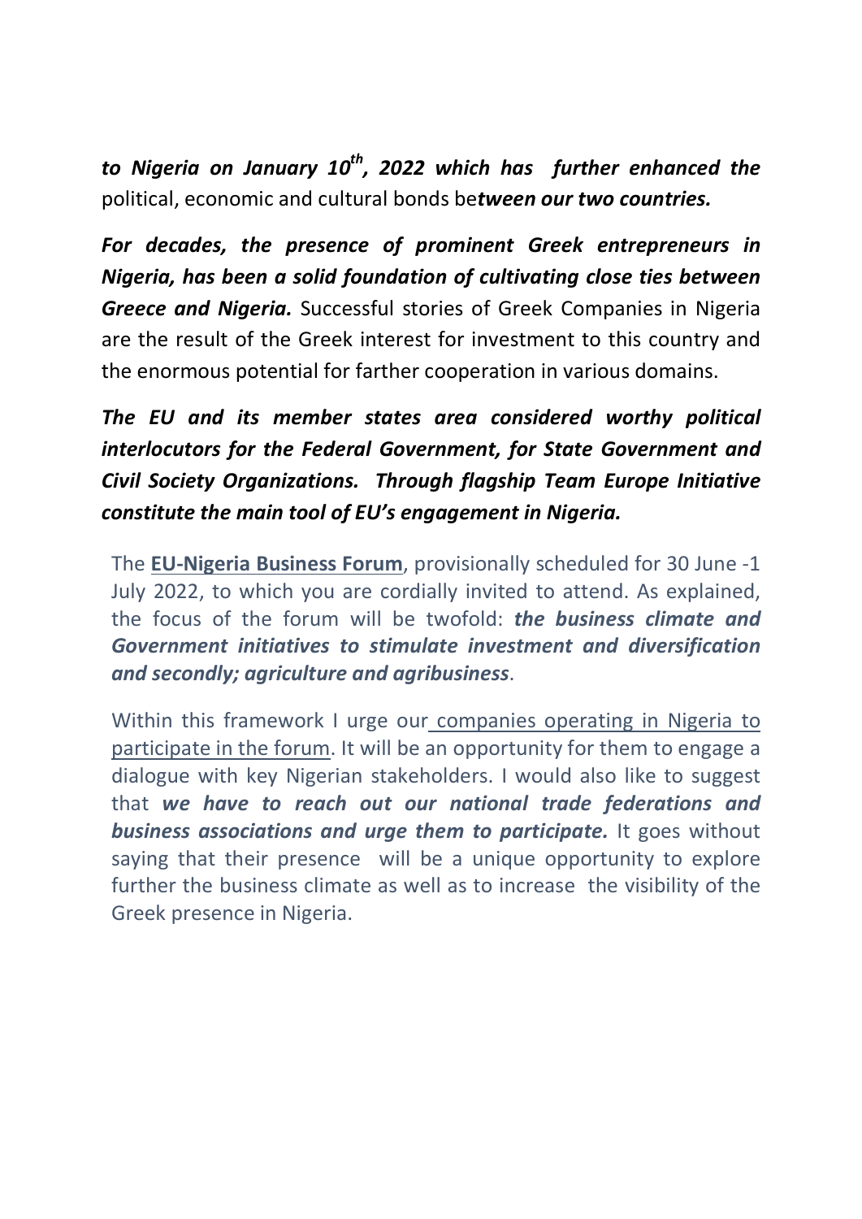***to Nigeria on January 10th, 2022 which has further enhanced the*** political, economic and cultural bonds be***tween our two countries.***

***For decades, the presence of prominent Greek entrepreneurs in Nigeria, has been a solid foundation of cultivating close ties between Greece and Nigeria.*** Successful stories of Greek Companies in Nigeria are the result of the Greek interest for investment to this country and the enormous potential for farther cooperation in various domains.

***The EU and its member states area considered worthy political interlocutors for the Federal Government, for State Government and Civil Society Organizations. Through flagship Team Europe Initiative constitute the main tool of EU's engagement in Nigeria.***

The **EU-Nigeria Business Forum**, provisionally scheduled for 30 June -1 July 2022, to which you are cordially invited to attend. As explained, the focus of the forum will be twofold: ***the business climate and Government initiatives to stimulate investment and diversification and secondly; agriculture and agribusiness***.

Within this framework I urge our companies operating in Nigeria to participate in the forum. It will be an opportunity for them to engage a dialogue with key Nigerian stakeholders. I would also like to suggest that ***we have to reach out our national trade federations and business associations and urge them to participate.*** It goes without saying that their presence will be a unique opportunity to explore further the business climate as well as to increase the visibility of the Greek presence in Nigeria.